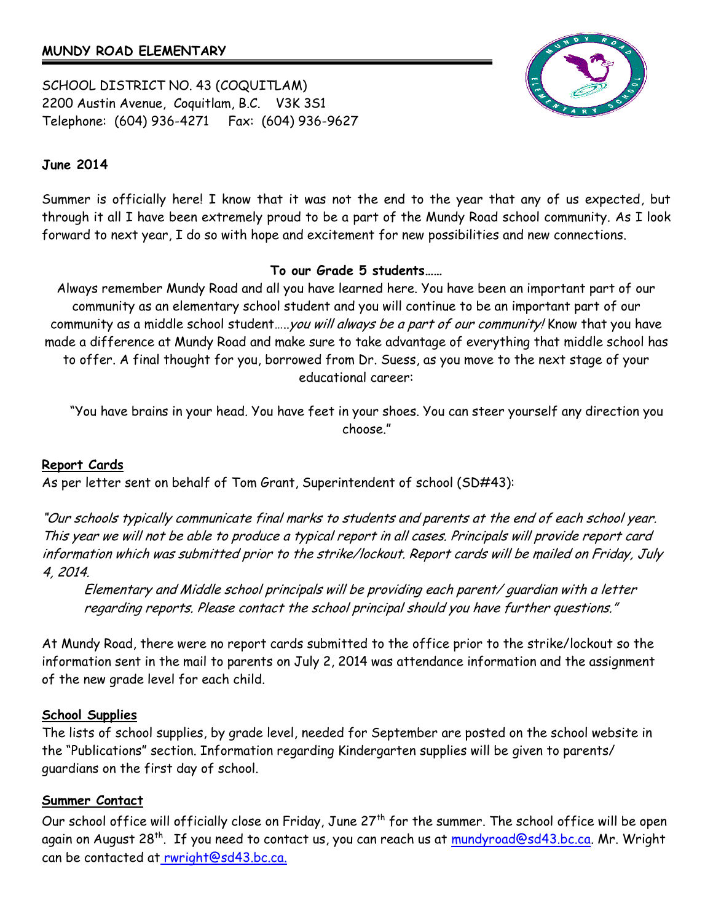**MUNDY ROAD ELEMENTARY**

SCHOOL DISTRICT NO. 43 (COQUITLAM)
2200 Austin Avenue, Coquitlam, B.C. V3K 3S1
Telephone: (604) 936-4271 Fax: (604) 936-9627

**June 2014**

Summer is officially here! I know that it was not the end to the year that any of us expected, but through it all I have been extremely proud to be a part of the Mundy Road school community. As I look forward to next year, I do so with hope and excitement for new possibilities and new connections.

**To our Grade 5 students……**

Always remember Mundy Road and all you have learned here. You have been an important part of our community as an elementary school student and you will continue to be an important part of our community as a middle school student…..*you will always be a part of our community!* Know that you have made a difference at Mundy Road and make sure to take advantage of everything that middle school has to offer. A final thought for you, borrowed from Dr. Suess, as you move to the next stage of your educational career:

"You have brains in your head. You have feet in your shoes. You can steer yourself any direction you choose."

**Report Cards**

As per letter sent on behalf of Tom Grant, Superintendent of school (SD#43):

*"Our schools typically communicate final marks to students and parents at the end of each school year. This year we will not be able to produce a typical report in all cases. Principals will provide report card information which was submitted prior to the strike/lockout. Report cards will be mailed on Friday, July 4, 2014.*

*Elementary and Middle school principals will be providing each parent/ guardian with a letter regarding reports. Please contact the school principal should you have further questions."*

At Mundy Road, there were no report cards submitted to the office prior to the strike/lockout so the information sent in the mail to parents on July 2, 2014 was attendance information and the assignment of the new grade level for each child.

**School Supplies**

The lists of school supplies, by grade level, needed for September are posted on the school website in the "Publications" section. Information regarding Kindergarten supplies will be given to parents/ guardians on the first day of school.

**Summer Contact**

Our school office will officially close on Friday, June 27th for the summer. The school office will be open again on August 28th. If you need to contact us, you can reach us at mundyroad@sd43.bc.ca. Mr. Wright can be contacted at rwright@sd43.bc.ca.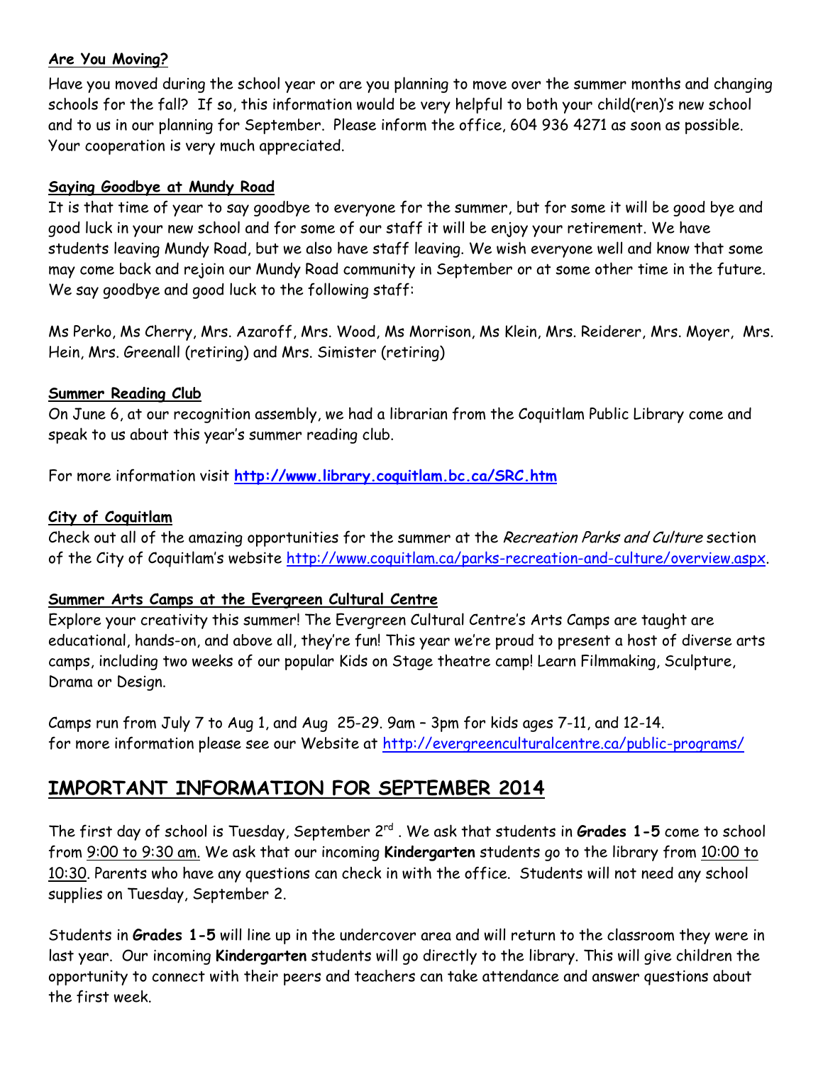**Are You Moving?**

Have you moved during the school year or are you planning to move over the summer months and changing schools for the fall? If so, this information would be very helpful to both your child(ren)'s new school and to us in our planning for September. Please inform the office, 604 936 4271 as soon as possible. Your cooperation is very much appreciated.

**Saying Goodbye at Mundy Road**

It is that time of year to say goodbye to everyone for the summer, but for some it will be good bye and good luck in your new school and for some of our staff it will be enjoy your retirement. We have students leaving Mundy Road, but we also have staff leaving. We wish everyone well and know that some may come back and rejoin our Mundy Road community in September or at some other time in the future. We say goodbye and good luck to the following staff:

Ms Perko, Ms Cherry, Mrs. Azaroff, Mrs. Wood, Ms Morrison, Ms Klein, Mrs. Reiderer, Mrs. Moyer, Mrs. Hein, Mrs. Greenall (retiring) and Mrs. Simister (retiring)

**Summer Reading Club**

On June 6, at our recognition assembly, we had a librarian from the Coquitlam Public Library come and speak to us about this year's summer reading club.

For more information visit **http://www.library.coquitlam.bc.ca/SRC.htm**

**City of Coquitlam**

Check out all of the amazing opportunities for the summer at the *Recreation Parks and Culture* section of the City of Coquitlam's website http://www.coquitlam.ca/parks-recreation-and-culture/overview.aspx.

**Summer Arts Camps at the Evergreen Cultural Centre**

Explore your creativity this summer! The Evergreen Cultural Centre's Arts Camps are taught are educational, hands-on, and above all, they're fun! This year we're proud to present a host of diverse arts camps, including two weeks of our popular Kids on Stage theatre camp! Learn Filmmaking, Sculpture, Drama or Design.

Camps run from July 7 to Aug 1, and Aug 25-29. 9am – 3pm for kids ages 7-11, and 12-14.
for more information please see our Website at http://evergreenculturalcentre.ca/public-programs/

## IMPORTANT INFORMATION FOR SEPTEMBER 2014

The first day of school is Tuesday, September 2nd . We ask that students in **Grades 1-5** come to school from 9:00 to 9:30 am. We ask that our incoming **Kindergarten** students go to the library from 10:00 to 10:30. Parents who have any questions can check in with the office. Students will not need any school supplies on Tuesday, September 2.

Students in **Grades 1-5** will line up in the undercover area and will return to the classroom they were in last year. Our incoming **Kindergarten** students will go directly to the library. This will give children the opportunity to connect with their peers and teachers can take attendance and answer questions about the first week.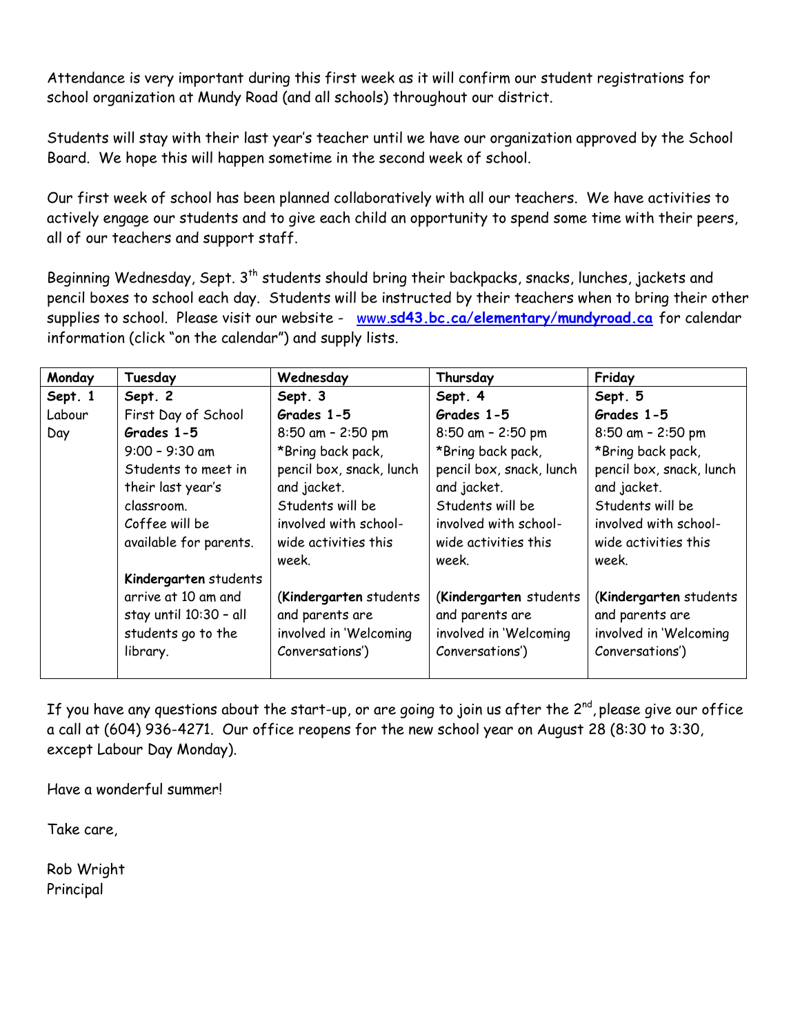Attendance is very important during this first week as it will confirm our student registrations for school organization at Mundy Road (and all schools) throughout our district.

Students will stay with their last year's teacher until we have our organization approved by the School Board. We hope this will happen sometime in the second week of school.

Our first week of school has been planned collaboratively with all our teachers. We have activities to actively engage our students and to give each child an opportunity to spend some time with their peers, all of our teachers and support staff.

Beginning Wednesday, Sept. 3rd students should bring their backpacks, snacks, lunches, jackets and pencil boxes to school each day. Students will be instructed by their teachers when to bring their other supplies to school. Please visit our website - www.**sd43.bc.ca/elementary/mundyroad.ca** for calendar information (click "on the calendar") and supply lists.

| Monday | Tuesday | Wednesday | Thursday | Friday |
|---|---|---|---|---|
| **Sept. 1**<br>Labour Day | **Sept. 2**<br>First Day of School<br>**Grades 1-5**<br>9:00 – 9:30 am<br>Students to meet in their last year's classroom.<br>Coffee will be available for parents.<br><br>**Kindergarten** students arrive at 10 am and stay until 10:30 – all students go to the library. | **Sept. 3**<br>**Grades 1-5**<br>8:50 am – 2:50 pm<br>*Bring back pack, pencil box, snack, lunch and jacket.<br>Students will be involved with school-wide activities this week.<br><br>(**Kindergarten** students and parents are involved in 'Welcoming Conversations') | **Sept. 4**<br>**Grades 1-5**<br>8:50 am – 2:50 pm<br>*Bring back pack, pencil box, snack, lunch and jacket.<br>Students will be involved with school-wide activities this week.<br><br>(**Kindergarten** students and parents are involved in 'Welcoming Conversations') | **Sept. 5**<br>**Grades 1-5**<br>8:50 am – 2:50 pm<br>*Bring back pack, pencil box, snack, lunch and jacket.<br>Students will be involved with school-wide activities this week.<br><br>(**Kindergarten** students and parents are involved in 'Welcoming Conversations') |

If you have any questions about the start-up, or are going to join us after the 2nd, please give our office a call at (604) 936-4271. Our office reopens for the new school year on August 28 (8:30 to 3:30, except Labour Day Monday).

Have a wonderful summer!

Take care,

Rob Wright
Principal